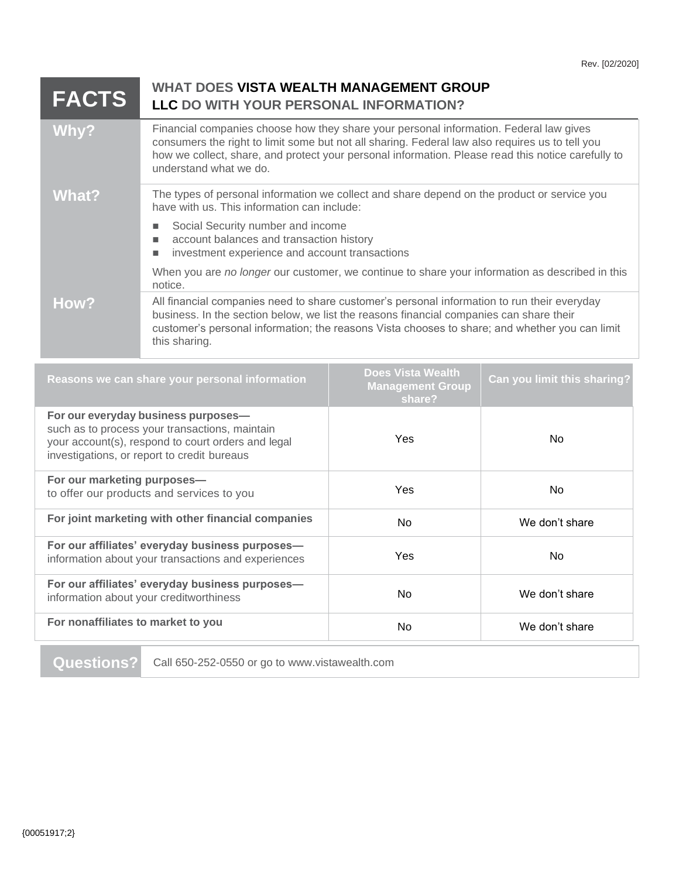Rev. [02/2020]

| **FACTS** | **WHAT DOES VISTA WEALTH MANAGEMENT GROUP LLC DO WITH YOUR PERSONAL INFORMATION?** |
|---|---|
| **Why?** | Financial companies choose how they share your personal information. Federal law gives consumers the right to limit some but not all sharing. Federal law also requires us to tell you how we collect, share, and protect your personal information. Please read this notice carefully to understand what we do. |
| **What?** | The types of personal information we collect and share depend on the product or service you have with us. This information can include:<br>■ Social Security number and income<br>■ account balances and transaction history<br>■ investment experience and account transactions<br><br>When you are *no longer* our customer, we continue to share your information as described in this notice. |
| **How?** | All financial companies need to share customer's personal information to run their everyday business. In the section below, we list the reasons financial companies can share their customer's personal information; the reasons Vista chooses to share; and whether you can limit this sharing. |

| Reasons we can share your personal information | Does Vista Wealth Management Group share? | Can you limit this sharing? |
|---|---|---|
| **For our everyday business purposes—** such as to process your transactions, maintain your account(s), respond to court orders and legal investigations, or report to credit bureaus | Yes | No |
| **For our marketing purposes—** to offer our products and services to you | Yes | No |
| **For joint marketing with other financial companies** | No | We don't share |
| **For our affiliates' everyday business purposes—** information about your transactions and experiences | Yes | No |
| **For our affiliates' everyday business purposes—** information about your creditworthiness | No | We don't share |
| **For nonaffiliates to market to you** | No | We don't share |

| **Questions?** | Call 650-252-0550 or go to www.vistawealth.com |
|---|---|

{00051917;2}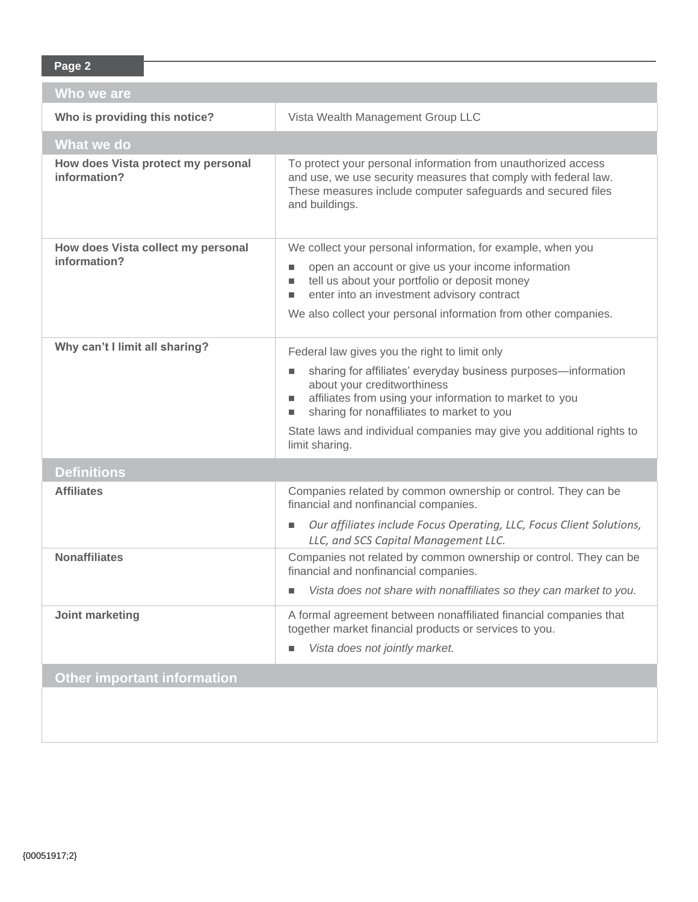| Who we are | |
|---|---|
| **Who is providing this notice?** | Vista Wealth Management Group LLC |

| What we do | |
|---|---|
| **How does Vista protect my personal information?** | To protect your personal information from unauthorized access and use, we use security measures that comply with federal law. These measures include computer safeguards and secured files and buildings. |
| **How does Vista collect my personal information?** | We collect your personal information, for example, when you <br>■ open an account or give us your income information <br>■ tell us about your portfolio or deposit money <br>■ enter into an investment advisory contract <br><br>We also collect your personal information from other companies. |
| **Why can't I limit all sharing?** | Federal law gives you the right to limit only <br>■ sharing for affiliates' everyday business purposes—information about your creditworthiness <br>■ affiliates from using your information to market to you <br>■ sharing for nonaffiliates to market to you <br><br>State laws and individual companies may give you additional rights to limit sharing. |

| Definitions | |
|---|---|
| **Affiliates** | Companies related by common ownership or control. They can be financial and nonfinancial companies. <br>■ *Our affiliates include Focus Operating, LLC, Focus Client Solutions, LLC, and SCS Capital Management LLC.* |
| **Nonaffiliates** | Companies not related by common ownership or control. They can be financial and nonfinancial companies. <br>■ *Vista does not share with nonaffiliates so they can market to you.* |
| **Joint marketing** | A formal agreement between nonaffiliated financial companies that together market financial products or services to you. <br>■ *Vista does not jointly market.* |

| Other important information |
|---|
| |

{00051917;2}